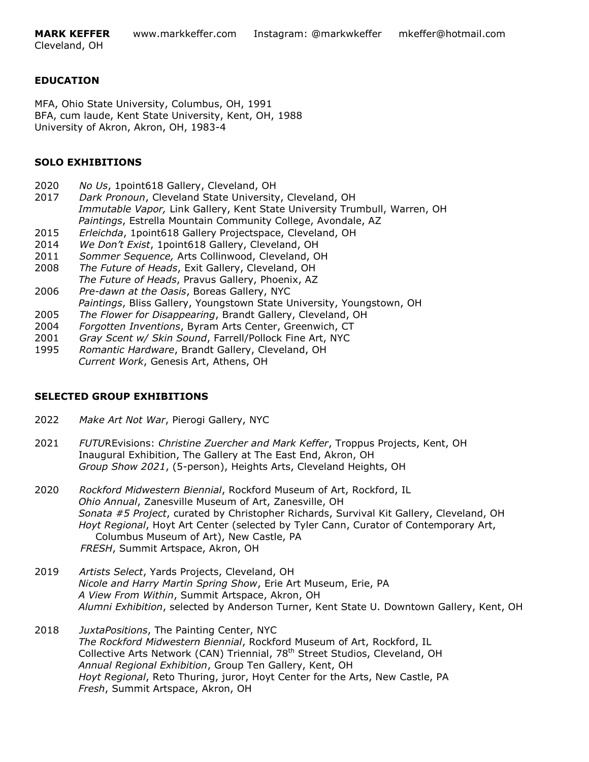**MARK KEFFER** www.markkeffer.com Instagram: @markwkeffer mkeffer@hotmail.com
Cleveland, OH

## EDUCATION

MFA, Ohio State University, Columbus, OH, 1991
BFA, cum laude, Kent State University, Kent, OH, 1988
University of Akron, Akron, OH, 1983-4

## SOLO EXHIBITIONS

2020 *No Us*, 1point618 Gallery, Cleveland, OH
2017 *Dark Pronoun*, Cleveland State University, Cleveland, OH
*Immutable Vapor,* Link Gallery, Kent State University Trumbull, Warren, OH
*Paintings*, Estrella Mountain Community College, Avondale, AZ
2015 *Erleichda*, 1point618 Gallery Projectspace, Cleveland, OH
2014 *We Don't Exist*, 1point618 Gallery, Cleveland, OH
2011 *Sommer Sequence,* Arts Collinwood, Cleveland, OH
2008 *The Future of Heads*, Exit Gallery, Cleveland, OH
*The Future of Heads*, Pravus Gallery, Phoenix, AZ
2006 *Pre-dawn at the Oasis*, Boreas Gallery, NYC
*Paintings*, Bliss Gallery, Youngstown State University, Youngstown, OH
2005 *The Flower for Disappearing*, Brandt Gallery, Cleveland, OH
2004 *Forgotten Inventions*, Byram Arts Center, Greenwich, CT
2001 *Gray Scent w/ Skin Sound*, Farrell/Pollock Fine Art, NYC
1995 *Romantic Hardware*, Brandt Gallery, Cleveland, OH
*Current Work*, Genesis Art, Athens, OH

## SELECTED GROUP EXHIBITIONS

2022 *Make Art Not War*, Pierogi Gallery, NYC

2021 *FUTU*REvisions: *Christine Zuercher and Mark Keffer*, Troppus Projects, Kent, OH
Inaugural Exhibition, The Gallery at The East End, Akron, OH
*Group Show 2021*, (5-person), Heights Arts, Cleveland Heights, OH

2020 *Rockford Midwestern Biennial*, Rockford Museum of Art, Rockford, IL
*Ohio Annual*, Zanesville Museum of Art, Zanesville, OH
*Sonata #5 Project*, curated by Christopher Richards, Survival Kit Gallery, Cleveland, OH
*Hoyt Regional*, Hoyt Art Center (selected by Tyler Cann, Curator of Contemporary Art, Columbus Museum of Art), New Castle, PA
*FRESH*, Summit Artspace, Akron, OH

2019 *Artists Select*, Yards Projects, Cleveland, OH
*Nicole and Harry Martin Spring Show*, Erie Art Museum, Erie, PA
*A View From Within*, Summit Artspace, Akron, OH
*Alumni Exhibition*, selected by Anderson Turner, Kent State U. Downtown Gallery, Kent, OH

2018 *JuxtaPositions*, The Painting Center, NYC
*The Rockford Midwestern Biennial*, Rockford Museum of Art, Rockford, IL
Collective Arts Network (CAN) Triennial, 78th Street Studios, Cleveland, OH
*Annual Regional Exhibition*, Group Ten Gallery, Kent, OH
*Hoyt Regional*, Reto Thuring, juror, Hoyt Center for the Arts, New Castle, PA
*Fresh*, Summit Artspace, Akron, OH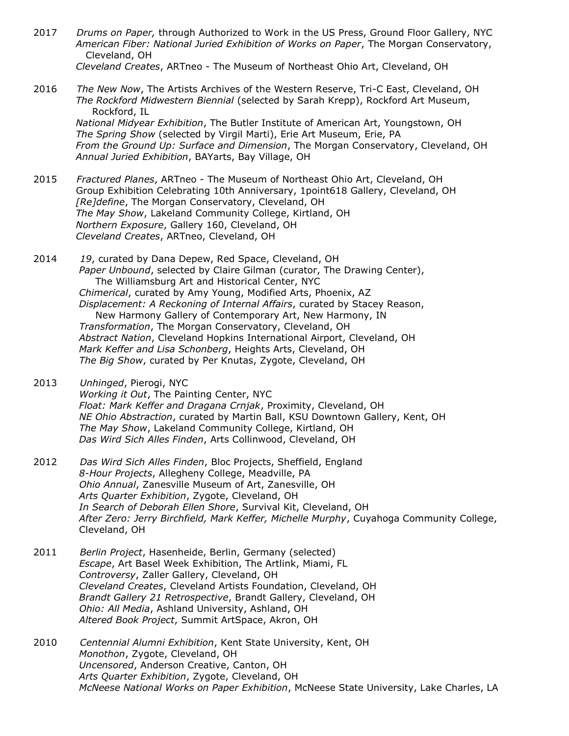2017 *Drums on Paper,* through Authorized to Work in the US Press, Ground Floor Gallery, NYC
*American Fiber: National Juried Exhibition of Works on Paper*, The Morgan Conservatory, Cleveland, OH
*Cleveland Creates*, ARTneo - The Museum of Northeast Ohio Art, Cleveland, OH

2016 *The New Now*, The Artists Archives of the Western Reserve, Tri-C East, Cleveland, OH
*The Rockford Midwestern Biennial* (selected by Sarah Krepp), Rockford Art Museum, Rockford, IL
*National Midyear Exhibition*, The Butler Institute of American Art, Youngstown, OH
*The Spring Show* (selected by Virgil Marti), Erie Art Museum, Erie, PA
*From the Ground Up: Surface and Dimension*, The Morgan Conservatory, Cleveland, OH
*Annual Juried Exhibition*, BAYarts, Bay Village, OH

2015 *Fractured Planes*, ARTneo - The Museum of Northeast Ohio Art, Cleveland, OH
Group Exhibition Celebrating 10th Anniversary, 1point618 Gallery, Cleveland, OH
*[Re]define*, The Morgan Conservatory, Cleveland, OH
*The May Show*, Lakeland Community College, Kirtland, OH
*Northern Exposure*, Gallery 160, Cleveland, OH
*Cleveland Creates*, ARTneo, Cleveland, OH

2014 *19*, curated by Dana Depew, Red Space, Cleveland, OH
*Paper Unbound*, selected by Claire Gilman (curator, The Drawing Center), The Williamsburg Art and Historical Center, NYC
*Chimerical*, curated by Amy Young, Modified Arts, Phoenix, AZ
*Displacement: A Reckoning of Internal Affairs*, curated by Stacey Reason, New Harmony Gallery of Contemporary Art, New Harmony, IN
*Transformation*, The Morgan Conservatory, Cleveland, OH
*Abstract Nation*, Cleveland Hopkins International Airport, Cleveland, OH
*Mark Keffer and Lisa Schonberg*, Heights Arts, Cleveland, OH
*The Big Show*, curated by Per Knutas, Zygote, Cleveland, OH

2013 *Unhinged*, Pierogi, NYC
*Working it Out*, The Painting Center, NYC
*Float: Mark Keffer and Dragana Crnjak*, Proximity, Cleveland, OH
*NE Ohio Abstraction*, curated by Martin Ball, KSU Downtown Gallery, Kent, OH
*The May Show*, Lakeland Community College, Kirtland, OH
*Das Wird Sich Alles Finden*, Arts Collinwood, Cleveland, OH

2012 *Das Wird Sich Alles Finden*, Bloc Projects, Sheffield, England
*8-Hour Projects*, Allegheny College, Meadville, PA
*Ohio Annual*, Zanesville Museum of Art, Zanesville, OH
*Arts Quarter Exhibition*, Zygote, Cleveland, OH
*In Search of Deborah Ellen Shore*, Survival Kit, Cleveland, OH
*After Zero: Jerry Birchfield, Mark Keffer, Michelle Murphy*, Cuyahoga Community College, Cleveland, OH

2011 *Berlin Project*, Hasenheide, Berlin, Germany (selected)
*Escape*, Art Basel Week Exhibition, The Artlink, Miami, FL
*Controversy*, Zaller Gallery, Cleveland, OH
*Cleveland Creates*, Cleveland Artists Foundation, Cleveland, OH
*Brandt Gallery 21 Retrospective*, Brandt Gallery, Cleveland, OH
*Ohio: All Media*, Ashland University, Ashland, OH
*Altered Book Project*, Summit ArtSpace, Akron, OH

2010 *Centennial Alumni Exhibition*, Kent State University, Kent, OH
*Monothon*, Zygote, Cleveland, OH
*Uncensored*, Anderson Creative, Canton, OH
*Arts Quarter Exhibition*, Zygote, Cleveland, OH
*McNeese National Works on Paper Exhibition*, McNeese State University, Lake Charles, LA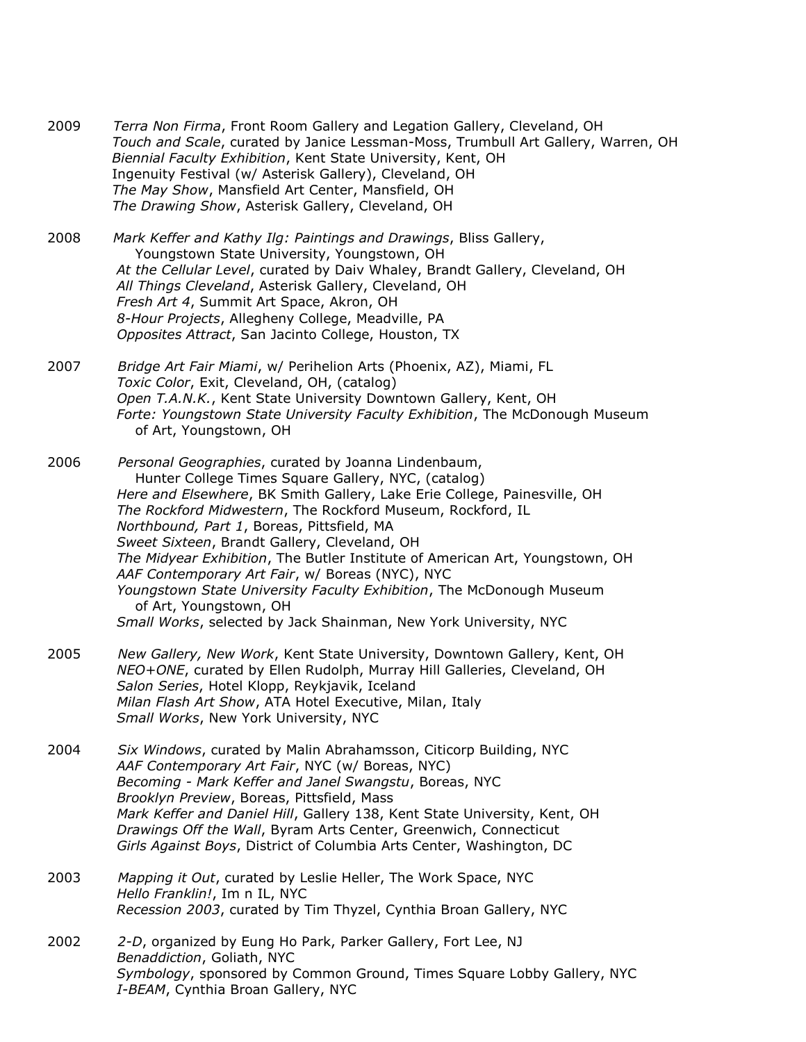2009 *Terra Non Firma*, Front Room Gallery and Legation Gallery, Cleveland, OH
*Touch and Scale*, curated by Janice Lessman-Moss, Trumbull Art Gallery, Warren, OH
*Biennial Faculty Exhibition*, Kent State University, Kent, OH
Ingenuity Festival (w/ Asterisk Gallery), Cleveland, OH
*The May Show*, Mansfield Art Center, Mansfield, OH
*The Drawing Show*, Asterisk Gallery, Cleveland, OH

2008 *Mark Keffer and Kathy Ilg: Paintings and Drawings*, Bliss Gallery, Youngstown State University, Youngstown, OH
*At the Cellular Level*, curated by Daiv Whaley, Brandt Gallery, Cleveland, OH
*All Things Cleveland*, Asterisk Gallery, Cleveland, OH
*Fresh Art 4*, Summit Art Space, Akron, OH
*8-Hour Projects*, Allegheny College, Meadville, PA
*Opposites Attract*, San Jacinto College, Houston, TX

2007 *Bridge Art Fair Miami*, w/ Perihelion Arts (Phoenix, AZ), Miami, FL
*Toxic Color*, Exit, Cleveland, OH, (catalog)
*Open T.A.N.K.*, Kent State University Downtown Gallery, Kent, OH
*Forte: Youngstown State University Faculty Exhibition*, The McDonough Museum of Art, Youngstown, OH

2006 *Personal Geographies*, curated by Joanna Lindenbaum, Hunter College Times Square Gallery, NYC, (catalog)
*Here and Elsewhere*, BK Smith Gallery, Lake Erie College, Painesville, OH
*The Rockford Midwestern*, The Rockford Museum, Rockford, IL
*Northbound, Part 1*, Boreas, Pittsfield, MA
*Sweet Sixteen*, Brandt Gallery, Cleveland, OH
*The Midyear Exhibition*, The Butler Institute of American Art, Youngstown, OH
*AAF Contemporary Art Fair*, w/ Boreas (NYC), NYC
*Youngstown State University Faculty Exhibition*, The McDonough Museum of Art, Youngstown, OH
*Small Works*, selected by Jack Shainman, New York University, NYC

2005 *New Gallery, New Work*, Kent State University, Downtown Gallery, Kent, OH
*NEO+ONE*, curated by Ellen Rudolph, Murray Hill Galleries, Cleveland, OH
*Salon Series*, Hotel Klopp, Reykjavik, Iceland
*Milan Flash Art Show*, ATA Hotel Executive, Milan, Italy
*Small Works*, New York University, NYC

2004 *Six Windows*, curated by Malin Abrahamsson, Citicorp Building, NYC
*AAF Contemporary Art Fair*, NYC (w/ Boreas, NYC)
*Becoming - Mark Keffer and Janel Swangstu*, Boreas, NYC
*Brooklyn Preview*, Boreas, Pittsfield, Mass
*Mark Keffer and Daniel Hill*, Gallery 138, Kent State University, Kent, OH
*Drawings Off the Wall*, Byram Arts Center, Greenwich, Connecticut
*Girls Against Boys*, District of Columbia Arts Center, Washington, DC

2003 *Mapping it Out*, curated by Leslie Heller, The Work Space, NYC
*Hello Franklin!*, Im n IL, NYC
*Recession 2003*, curated by Tim Thyzel, Cynthia Broan Gallery, NYC

2002 *2-D*, organized by Eung Ho Park, Parker Gallery, Fort Lee, NJ
*Benaddiction*, Goliath, NYC
*Symbology*, sponsored by Common Ground, Times Square Lobby Gallery, NYC
*I-BEAM*, Cynthia Broan Gallery, NYC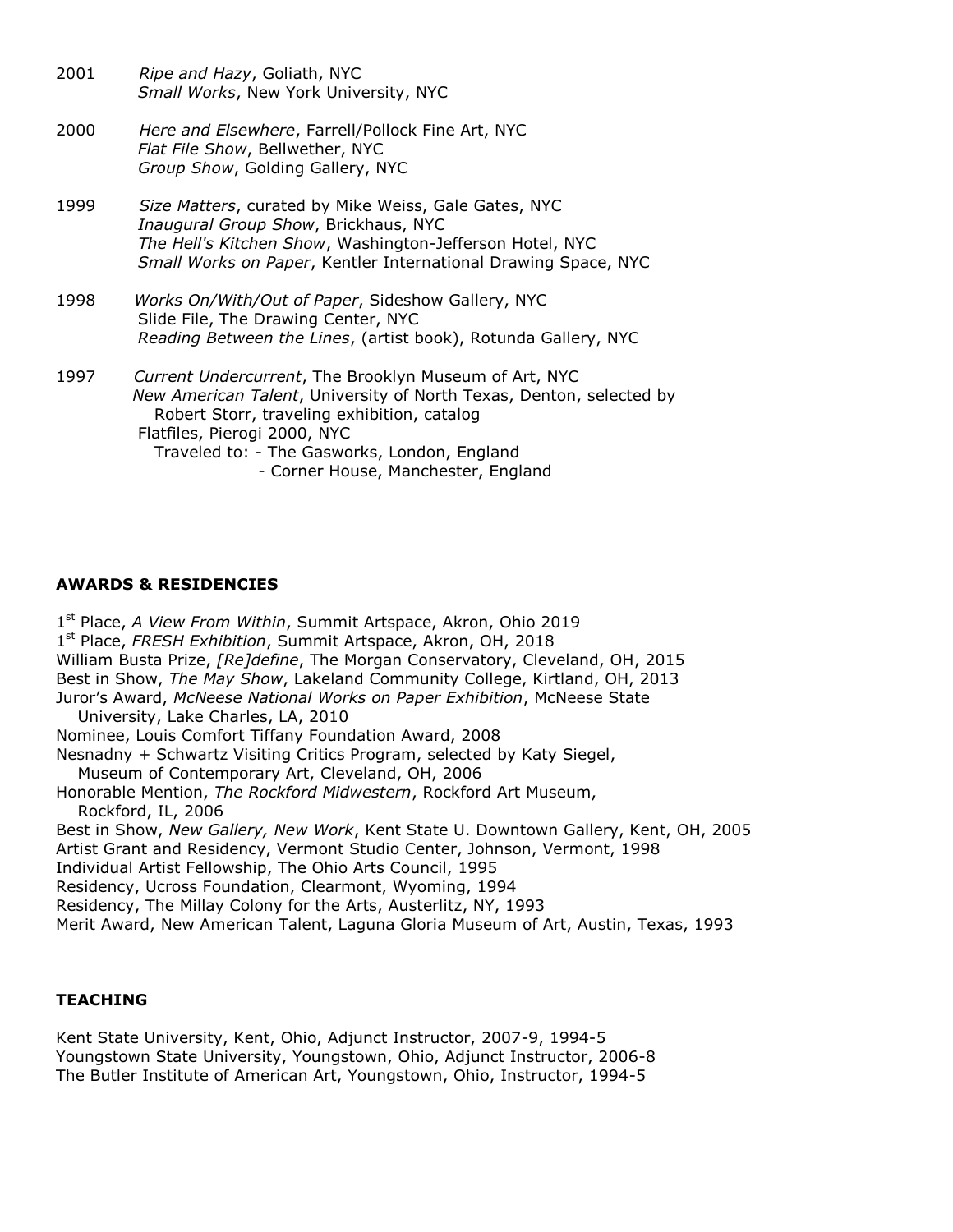2001 *Ripe and Hazy*, Goliath, NYC
*Small Works*, New York University, NYC

2000 *Here and Elsewhere*, Farrell/Pollock Fine Art, NYC
*Flat File Show*, Bellwether, NYC
*Group Show*, Golding Gallery, NYC

1999 *Size Matters*, curated by Mike Weiss, Gale Gates, NYC
*Inaugural Group Show*, Brickhaus, NYC
*The Hell's Kitchen Show*, Washington-Jefferson Hotel, NYC
*Small Works on Paper*, Kentler International Drawing Space, NYC

1998 *Works On/With/Out of Paper*, Sideshow Gallery, NYC
Slide File, The Drawing Center, NYC
*Reading Between the Lines*, (artist book), Rotunda Gallery, NYC

1997 *Current Undercurrent*, The Brooklyn Museum of Art, NYC
*New American Talent*, University of North Texas, Denton, selected by Robert Storr, traveling exhibition, catalog
Flatfiles, Pierogi 2000, NYC
Traveled to: - The Gasworks, London, England
- Corner House, Manchester, England

**AWARDS & RESIDENCIES**

1st Place, *A View From Within*, Summit Artspace, Akron, Ohio 2019
1st Place, *FRESH Exhibition*, Summit Artspace, Akron, OH, 2018
William Busta Prize, *[Re]define*, The Morgan Conservatory, Cleveland, OH, 2015
Best in Show, *The May Show*, Lakeland Community College, Kirtland, OH, 2013
Juror's Award, *McNeese National Works on Paper Exhibition*, McNeese State University, Lake Charles, LA, 2010
Nominee, Louis Comfort Tiffany Foundation Award, 2008
Nesnadny + Schwartz Visiting Critics Program, selected by Katy Siegel, Museum of Contemporary Art, Cleveland, OH, 2006
Honorable Mention, *The Rockford Midwestern*, Rockford Art Museum, Rockford, IL, 2006
Best in Show, *New Gallery, New Work*, Kent State U. Downtown Gallery, Kent, OH, 2005
Artist Grant and Residency, Vermont Studio Center, Johnson, Vermont, 1998
Individual Artist Fellowship, The Ohio Arts Council, 1995
Residency, Ucross Foundation, Clearmont, Wyoming, 1994
Residency, The Millay Colony for the Arts, Austerlitz, NY, 1993
Merit Award, New American Talent, Laguna Gloria Museum of Art, Austin, Texas, 1993

**TEACHING**

Kent State University, Kent, Ohio, Adjunct Instructor, 2007-9, 1994-5
Youngstown State University, Youngstown, Ohio, Adjunct Instructor, 2006-8
The Butler Institute of American Art, Youngstown, Ohio, Instructor, 1994-5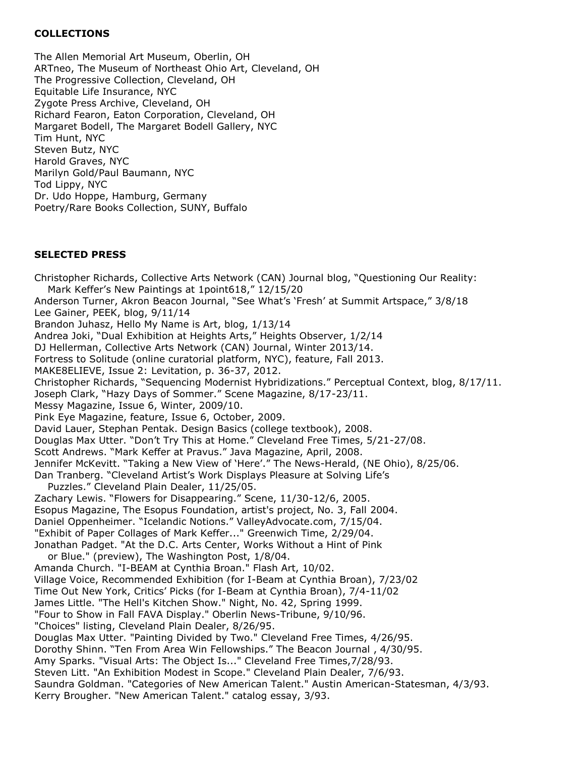## COLLECTIONS

The Allen Memorial Art Museum, Oberlin, OH
ARTneo, The Museum of Northeast Ohio Art, Cleveland, OH
The Progressive Collection, Cleveland, OH
Equitable Life Insurance, NYC
Zygote Press Archive, Cleveland, OH
Richard Fearon, Eaton Corporation, Cleveland, OH
Margaret Bodell, The Margaret Bodell Gallery, NYC
Tim Hunt, NYC
Steven Butz, NYC
Harold Graves, NYC
Marilyn Gold/Paul Baumann, NYC
Tod Lippy, NYC
Dr. Udo Hoppe, Hamburg, Germany
Poetry/Rare Books Collection, SUNY, Buffalo

## SELECTED PRESS

Christopher Richards, Collective Arts Network (CAN) Journal blog, "Questioning Our Reality: Mark Keffer's New Paintings at 1point618," 12/15/20
Anderson Turner, Akron Beacon Journal, "See What's 'Fresh' at Summit Artspace," 3/8/18
Lee Gainer, PEEK, blog, 9/11/14
Brandon Juhasz, Hello My Name is Art, blog, 1/13/14
Andrea Joki, "Dual Exhibition at Heights Arts," Heights Observer, 1/2/14
DJ Hellerman, Collective Arts Network (CAN) Journal, Winter 2013/14.
Fortress to Solitude (online curatorial platform, NYC), feature, Fall 2013.
MAKE8ELIEVE, Issue 2: Levitation, p. 36-37, 2012.
Christopher Richards, "Sequencing Modernist Hybridizations." Perceptual Context, blog, 8/17/11.
Joseph Clark, "Hazy Days of Sommer." Scene Magazine, 8/17-23/11.
Messy Magazine, Issue 6, Winter, 2009/10.
Pink Eye Magazine, feature, Issue 6, October, 2009.
David Lauer, Stephan Pentak. Design Basics (college textbook), 2008.
Douglas Max Utter. "Don't Try This at Home." Cleveland Free Times, 5/21-27/08.
Scott Andrews. "Mark Keffer at Pravus." Java Magazine, April, 2008.
Jennifer McKevitt. "Taking a New View of 'Here'." The News-Herald, (NE Ohio), 8/25/06.
Dan Tranberg. "Cleveland Artist's Work Displays Pleasure at Solving Life's Puzzles." Cleveland Plain Dealer, 11/25/05.
Zachary Lewis. "Flowers for Disappearing." Scene, 11/30-12/6, 2005.
Esopus Magazine, The Esopus Foundation, artist's project, No. 3, Fall 2004.
Daniel Oppenheimer. "Icelandic Notions." ValleyAdvocate.com, 7/15/04.
"Exhibit of Paper Collages of Mark Keffer..." Greenwich Time, 2/29/04.
Jonathan Padget. "At the D.C. Arts Center, Works Without a Hint of Pink or Blue." (preview), The Washington Post, 1/8/04.
Amanda Church. "I-BEAM at Cynthia Broan." Flash Art, 10/02.
Village Voice, Recommended Exhibition (for I-Beam at Cynthia Broan), 7/23/02
Time Out New York, Critics' Picks (for I-Beam at Cynthia Broan), 7/4-11/02
James Little. "The Hell's Kitchen Show." Night, No. 42, Spring 1999.
"Four to Show in Fall FAVA Display." Oberlin News-Tribune, 9/10/96.
"Choices" listing, Cleveland Plain Dealer, 8/26/95.
Douglas Max Utter. "Painting Divided by Two." Cleveland Free Times, 4/26/95.
Dorothy Shinn. "Ten From Area Win Fellowships." The Beacon Journal , 4/30/95.
Amy Sparks. "Visual Arts: The Object Is..." Cleveland Free Times,7/28/93.
Steven Litt. "An Exhibition Modest in Scope." Cleveland Plain Dealer, 7/6/93.
Saundra Goldman. "Categories of New American Talent." Austin American-Statesman, 4/3/93.
Kerry Brougher. "New American Talent." catalog essay, 3/93.